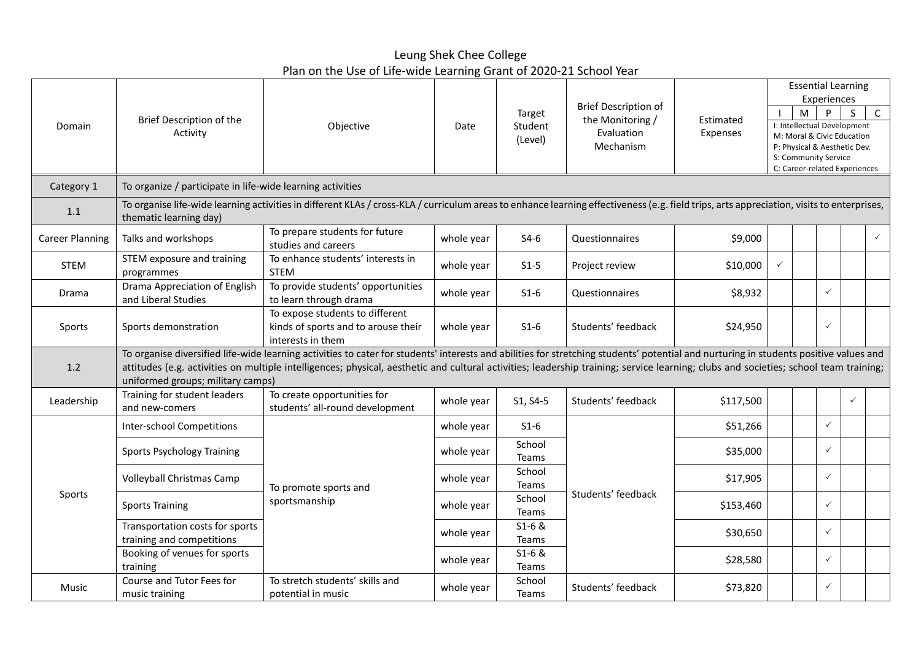# Leung Shek Chee College

## Plan on the Use of Life-wide Learning Grant of 2020-21 School Year

| Domain | Brief Description of the Activity | Objective | Date | Target Student (Level) | Brief Description of the Monitoring / Evaluation Mechanism | Estimated Expenses | Essential Learning Experiences (I: Intellectual Development; M: Moral & Civic Education; P: Physical & Aesthetic Dev.; S: Community Service; C: Career-related Experiences) | | | | |
|---|---|---|---|---|---|---|---|---|---|---|---|
| | | | | | | | I | M | P | S | C |
| Category 1 | To organize / participate in life-wide learning activities | | | | | | | | | | |
| 1.1 | To organise life-wide learning activities in different KLAs / cross-KLA / curriculum areas to enhance learning effectiveness (e.g. field trips, arts appreciation, visits to enterprises, thematic learning day) | | | | | | | | | | |
| Career Planning | Talks and workshops | To prepare students for future studies and careers | whole year | S4-6 | Questionnaires | $9,000 | | | | | ✓ |
| STEM | STEM exposure and training programmes | To enhance students' interests in STEM | whole year | S1-5 | Project review | $10,000 | ✓ | | | | |
| Drama | Drama Appreciation of English and Liberal Studies | To provide students' opportunities to learn through drama | whole year | S1-6 | Questionnaires | $8,932 | | | ✓ | | |
| Sports | Sports demonstration | To expose students to different kinds of sports and to arouse their interests in them | whole year | S1-6 | Students' feedback | $24,950 | | | ✓ | | |
| 1.2 | To organise diversified life-wide learning activities to cater for students' interests and abilities for stretching students' potential and nurturing in students positive values and attitudes (e.g. activities on multiple intelligences; physical, aesthetic and cultural activities; leadership training; service learning; clubs and societies; school team training; uniformed groups; military camps) | | | | | | | | | | |
| Leadership | Training for student leaders and new-comers | To create opportunities for students' all-round development | whole year | S1, S4-5 | Students' feedback | $117,500 | | | | ✓ | |
| Sports | Inter-school Competitions | To promote sports and sportsmanship | whole year | S1-6 | Students' feedback | $51,266 | | | ✓ | | |
| | Sports Psychology Training | | whole year | School Teams | | $35,000 | | | ✓ | | |
| | Volleyball Christmas Camp | | whole year | School Teams | | $17,905 | | | ✓ | | |
| | Sports Training | | whole year | School Teams | | $153,460 | | | ✓ | | |
| | Transportation costs for sports training and competitions | | whole year | S1-6 & Teams | | $30,650 | | | ✓ | | |
| | Booking of venues for sports training | | whole year | S1-6 & Teams | | $28,580 | | | ✓ | | |
| Music | Course and Tutor Fees for music training | To stretch students' skills and potential in music | whole year | School Teams | Students' feedback | $73,820 | | | ✓ | | |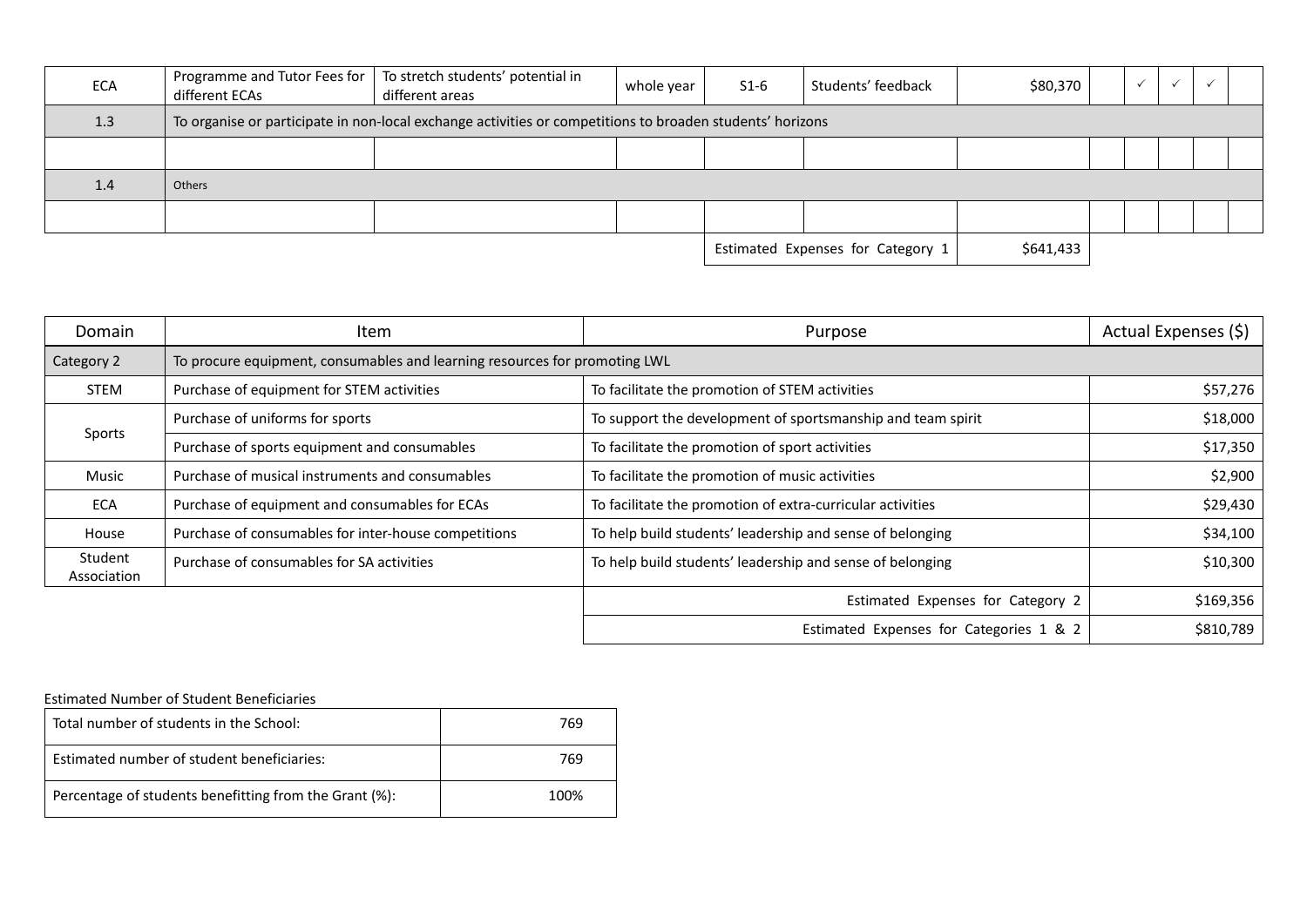| | | | | | | | | | | | |
|---|---|---|---|---|---|---|---|---|---|---|---|
| ECA | Programme and Tutor Fees for different ECAs | To stretch students' potential in different areas | whole year | S1-6 | Students' feedback | $80,370 | | ✓ | ✓ | ✓ | |
| 1.3 | To organise or participate in non-local exchange activities or competitions to broaden students' horizons | | | | | | | | | | |
| | | | | | | | | | | | |
| 1.4 | Others | | | | | | | | | | |
| | | | | | | | | | | | |
| | | | | | Estimated Expenses for Category 1 | $641,433 | | | | | |

| Domain | Item | Purpose | Actual Expenses ($) |
|---|---|---|---|
| Category 2 | To procure equipment, consumables and learning resources for promoting LWL | | |
| STEM | Purchase of equipment for STEM activities | To facilitate the promotion of STEM activities | $57,276 |
| Sports | Purchase of uniforms for sports | To support the development of sportsmanship and team spirit | $18,000 |
| | Purchase of sports equipment and consumables | To facilitate the promotion of sport activities | $17,350 |
| Music | Purchase of musical instruments and consumables | To facilitate the promotion of music activities | $2,900 |
| ECA | Purchase of equipment and consumables for ECAs | To facilitate the promotion of extra-curricular activities | $29,430 |
| House | Purchase of consumables for inter-house competitions | To help build students' leadership and sense of belonging | $34,100 |
| Student Association | Purchase of consumables for SA activities | To help build students' leadership and sense of belonging | $10,300 |
| | | Estimated Expenses for Category 2 | $169,356 |
| | | Estimated Expenses for Categories 1 & 2 | $810,789 |

Estimated Number of Student Beneficiaries

| | |
|---|---|
| Total number of students in the School: | 769 |
| Estimated number of student beneficiaries: | 769 |
| Percentage of students benefitting from the Grant (%): | 100% |